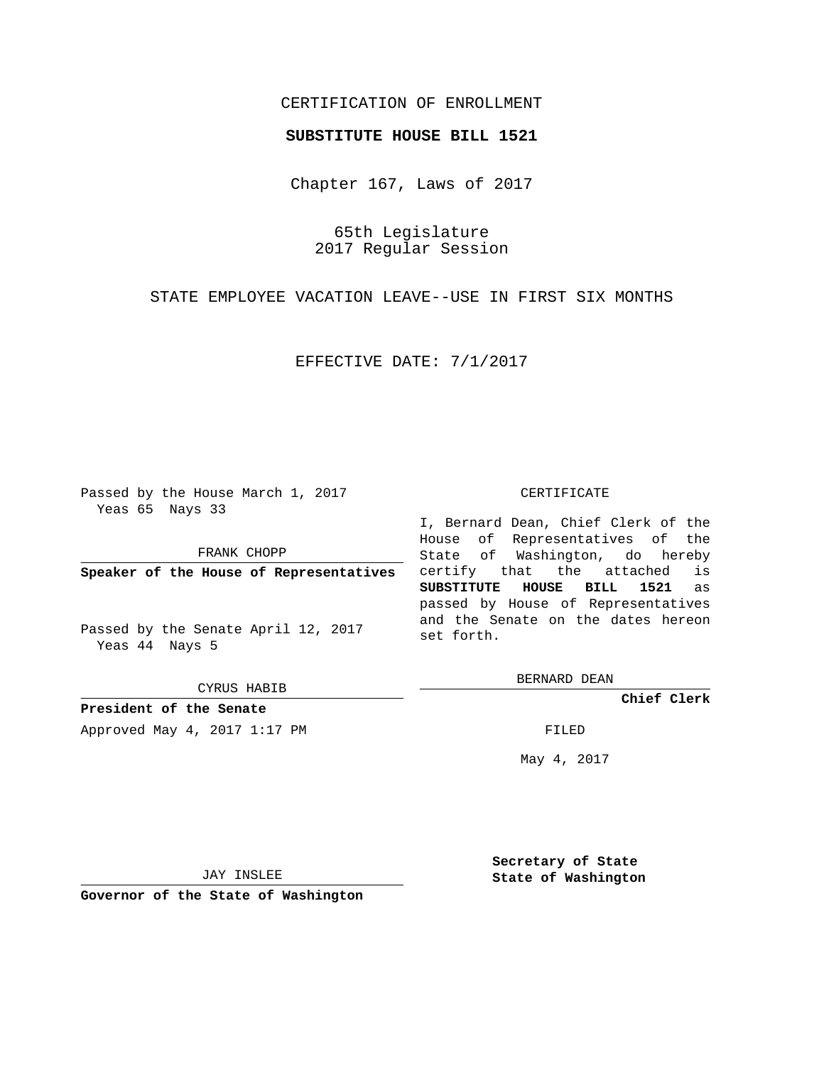CERTIFICATION OF ENROLLMENT

**SUBSTITUTE HOUSE BILL 1521**

Chapter 167, Laws of 2017

65th Legislature
2017 Regular Session

STATE EMPLOYEE VACATION LEAVE--USE IN FIRST SIX MONTHS

EFFECTIVE DATE: 7/1/2017

Passed by the House March 1, 2017
Yeas 65 Nays 33

FRANK CHOPP

**Speaker of the House of Representatives**

Passed by the Senate April 12, 2017
Yeas 44 Nays 5

CYRUS HABIB

**President of the Senate**

Approved May 4, 2017 1:17 PM

CERTIFICATE

I, Bernard Dean, Chief Clerk of the House of Representatives of the State of Washington, do hereby certify that the attached is **SUBSTITUTE HOUSE BILL 1521** as passed by House of Representatives and the Senate on the dates hereon set forth.

BERNARD DEAN

**Chief Clerk**

FILED

May 4, 2017

JAY INSLEE

**Governor of the State of Washington**

**Secretary of State**
**State of Washington**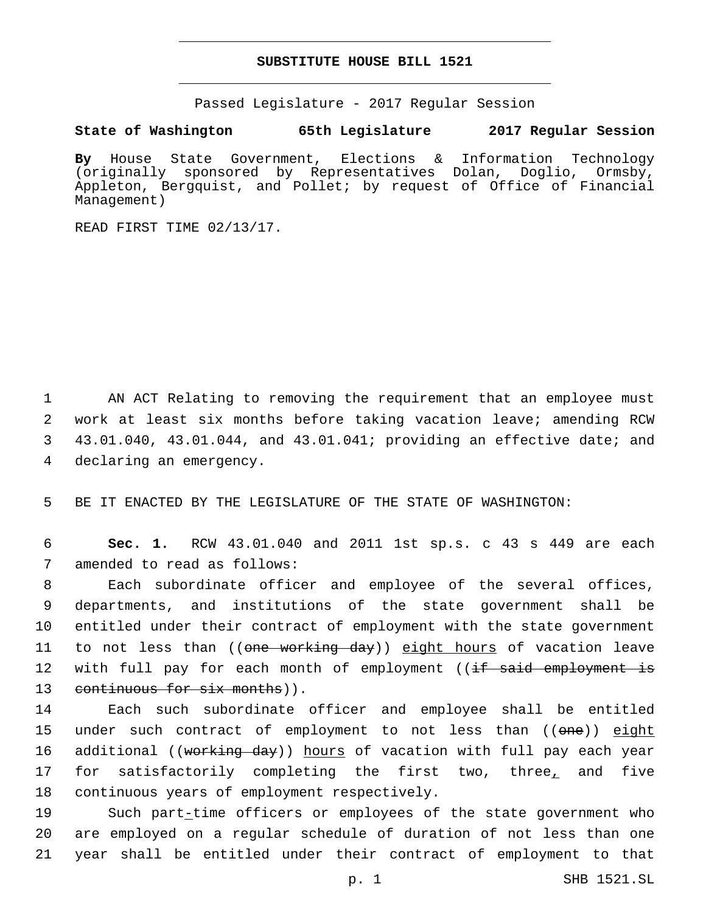# SUBSTITUTE HOUSE BILL 1521

Passed Legislature - 2017 Regular Session

**State of Washington 65th Legislature 2017 Regular Session**

**By** House State Government, Elections & Information Technology (originally sponsored by Representatives Dolan, Doglio, Ormsby, Appleton, Bergquist, and Pollet; by request of Office of Financial Management)

READ FIRST TIME 02/13/17.

1 AN ACT Relating to removing the requirement that an employee must
2 work at least six months before taking vacation leave; amending RCW
3 43.01.040, 43.01.044, and 43.01.041; providing an effective date; and
4 declaring an emergency.

5 BE IT ENACTED BY THE LEGISLATURE OF THE STATE OF WASHINGTON:

6 **Sec. 1.** RCW 43.01.040 and 2011 1st sp.s. c 43 s 449 are each
7 amended to read as follows:

8 Each subordinate officer and employee of the several offices,
9 departments, and institutions of the state government shall be
10 entitled under their contract of employment with the state government
11 to not less than ((~~one working day~~)) <u>eight hours</u> of vacation leave
12 with full pay for each month of employment ((~~if said employment is~~
13 ~~continuous for six months~~)).

14 Each such subordinate officer and employee shall be entitled
15 under such contract of employment to not less than ((~~one~~)) <u>eight</u>
16 additional ((~~working day~~)) <u>hours</u> of vacation with full pay each year
17 for satisfactorily completing the first two, three<u>,</u> and five
18 continuous years of employment respectively.

19 Such part<u>-</u>time officers or employees of the state government who
20 are employed on a regular schedule of duration of not less than one
21 year shall be entitled under their contract of employment to that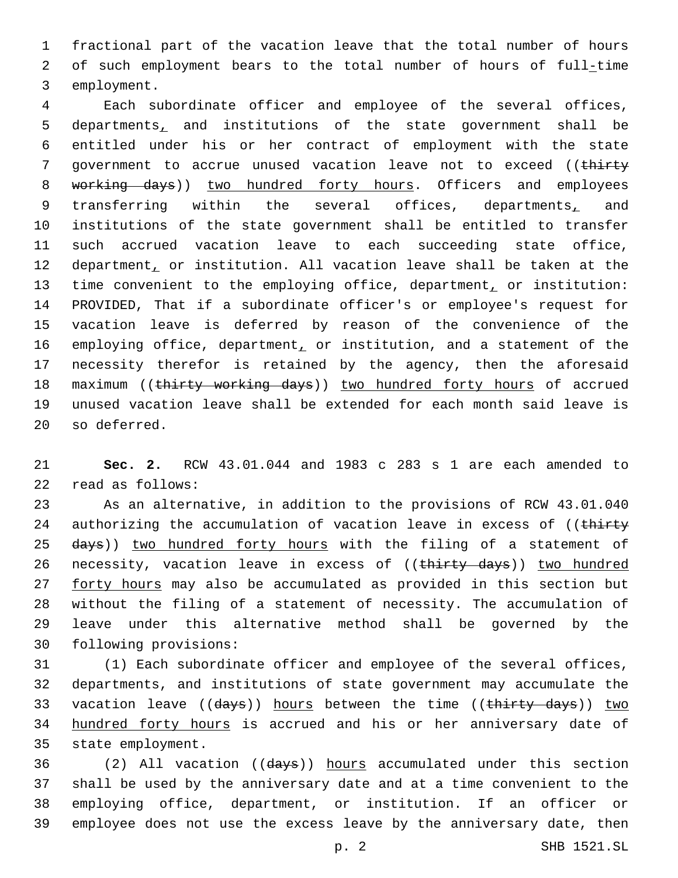fractional part of the vacation leave that the total number of hours of such employment bears to the total number of hours of full-time employment.

Each subordinate officer and employee of the several offices, departments, and institutions of the state government shall be entitled under his or her contract of employment with the state government to accrue unused vacation leave not to exceed ((~~thirty working days~~)) <u>two hundred forty hours</u>. Officers and employees transferring within the several offices, departments, and institutions of the state government shall be entitled to transfer such accrued vacation leave to each succeeding state office, department, or institution. All vacation leave shall be taken at the time convenient to the employing office, department, or institution: PROVIDED, That if a subordinate officer's or employee's request for vacation leave is deferred by reason of the convenience of the employing office, department, or institution, and a statement of the necessity therefor is retained by the agency, then the aforesaid maximum ((~~thirty working days~~)) <u>two hundred forty hours</u> of accrued unused vacation leave shall be extended for each month said leave is so deferred.

**Sec. 2.** RCW 43.01.044 and 1983 c 283 s 1 are each amended to read as follows:

As an alternative, in addition to the provisions of RCW 43.01.040 authorizing the accumulation of vacation leave in excess of ((~~thirty days~~)) <u>two hundred forty hours</u> with the filing of a statement of necessity, vacation leave in excess of ((~~thirty days~~)) <u>two hundred forty hours</u> may also be accumulated as provided in this section but without the filing of a statement of necessity. The accumulation of leave under this alternative method shall be governed by the following provisions:

(1) Each subordinate officer and employee of the several offices, departments, and institutions of state government may accumulate the vacation leave ((~~days~~)) <u>hours</u> between the time ((~~thirty days~~)) <u>two hundred forty hours</u> is accrued and his or her anniversary date of state employment.

(2) All vacation ((~~days~~)) <u>hours</u> accumulated under this section shall be used by the anniversary date and at a time convenient to the employing office, department, or institution. If an officer or employee does not use the excess leave by the anniversary date, then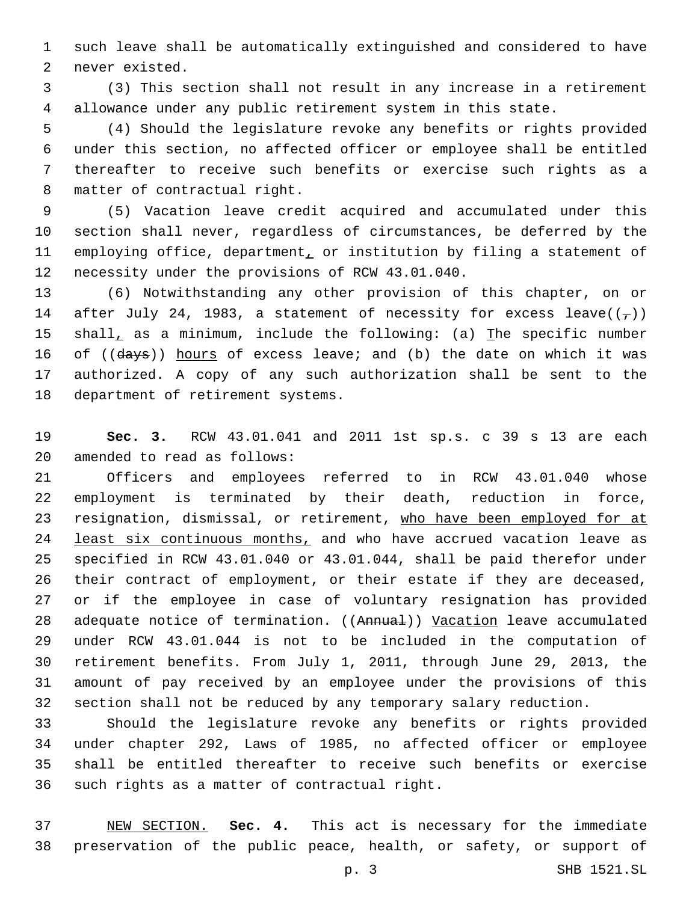such leave shall be automatically extinguished and considered to have never existed.

(3) This section shall not result in any increase in a retirement allowance under any public retirement system in this state.

(4) Should the legislature revoke any benefits or rights provided under this section, no affected officer or employee shall be entitled thereafter to receive such benefits or exercise such rights as a matter of contractual right.

(5) Vacation leave credit acquired and accumulated under this section shall never, regardless of circumstances, be deferred by the employing office, department, or institution by filing a statement of necessity under the provisions of RCW 43.01.040.

(6) Notwithstanding any other provision of this chapter, on or after July 24, 1983, a statement of necessity for excess leave((,)) shall, as a minimum, include the following: (a) The specific number of ((days)) hours of excess leave; and (b) the date on which it was authorized. A copy of any such authorization shall be sent to the department of retirement systems.

**Sec. 3.** RCW 43.01.041 and 2011 1st sp.s. c 39 s 13 are each amended to read as follows:

Officers and employees referred to in RCW 43.01.040 whose employment is terminated by their death, reduction in force, resignation, dismissal, or retirement, who have been employed for at least six continuous months, and who have accrued vacation leave as specified in RCW 43.01.040 or 43.01.044, shall be paid therefor under their contract of employment, or their estate if they are deceased, or if the employee in case of voluntary resignation has provided adequate notice of termination. ((Annual)) Vacation leave accumulated under RCW 43.01.044 is not to be included in the computation of retirement benefits. From July 1, 2011, through June 29, 2013, the amount of pay received by an employee under the provisions of this section shall not be reduced by any temporary salary reduction.

Should the legislature revoke any benefits or rights provided under chapter 292, Laws of 1985, no affected officer or employee shall be entitled thereafter to receive such benefits or exercise such rights as a matter of contractual right.

NEW SECTION. **Sec. 4.** This act is necessary for the immediate preservation of the public peace, health, or safety, or support of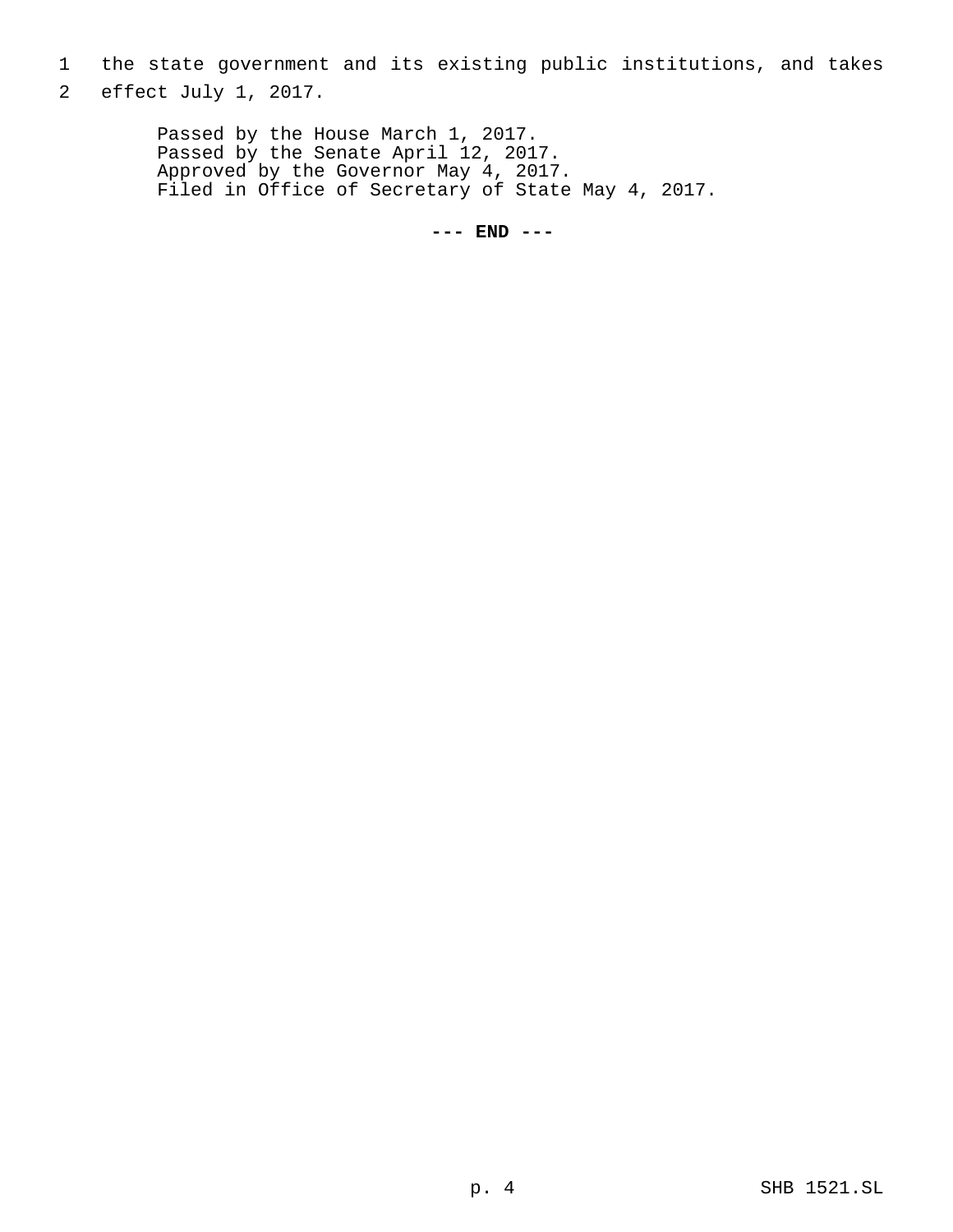the state government and its existing public institutions, and takes effect July 1, 2017.

Passed by the House March 1, 2017.
Passed by the Senate April 12, 2017.
Approved by the Governor May 4, 2017.
Filed in Office of Secretary of State May 4, 2017.

**--- END ---**